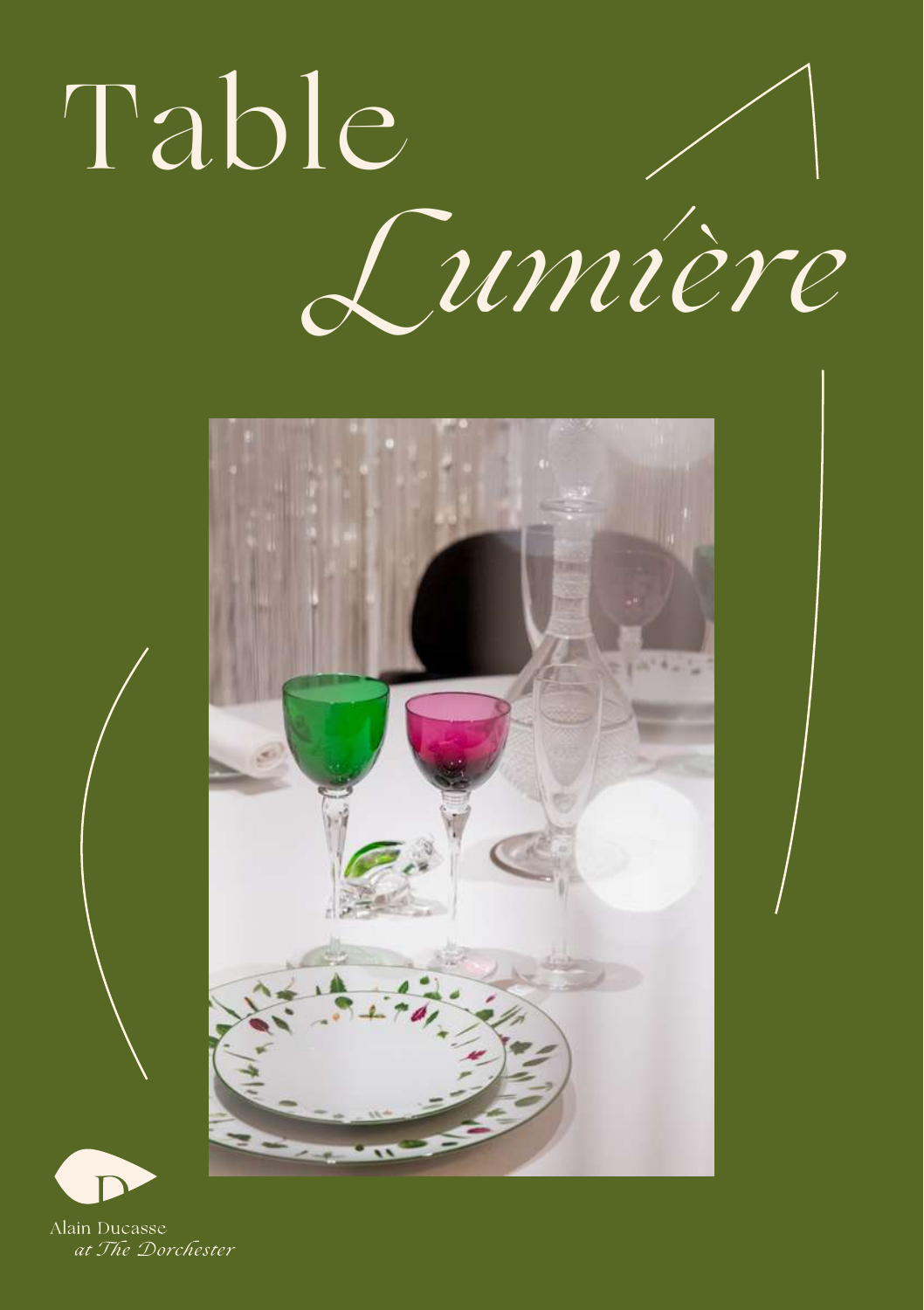# Table *Lumière*

Alain Ducasse
*at The Dorchester*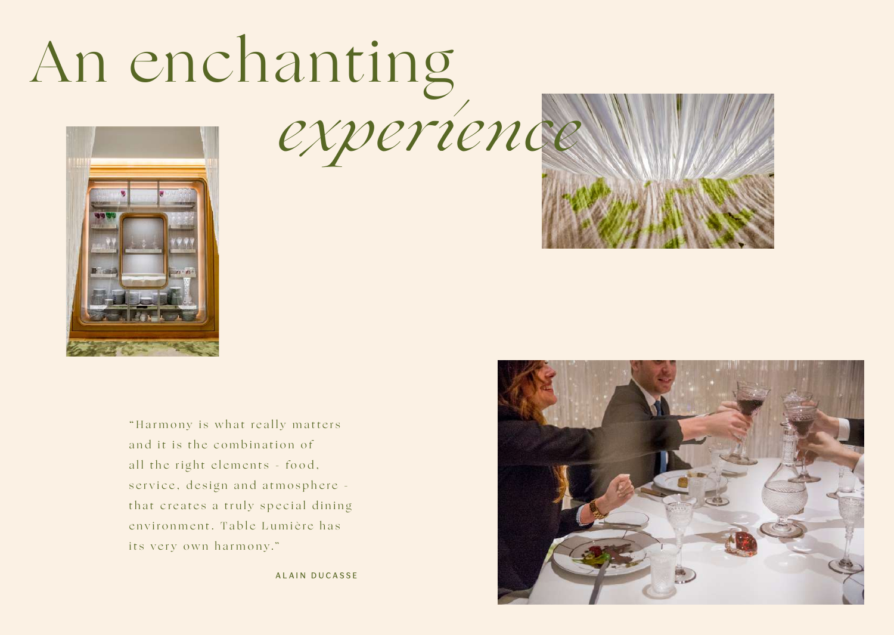# An enchanting *experience*

"Harmony is what really matters and it is the combination of all the right elements - food, service, design and atmosphere - that creates a truly special dining environment. Table Lumière has its very own harmony."

ALAIN DUCASSE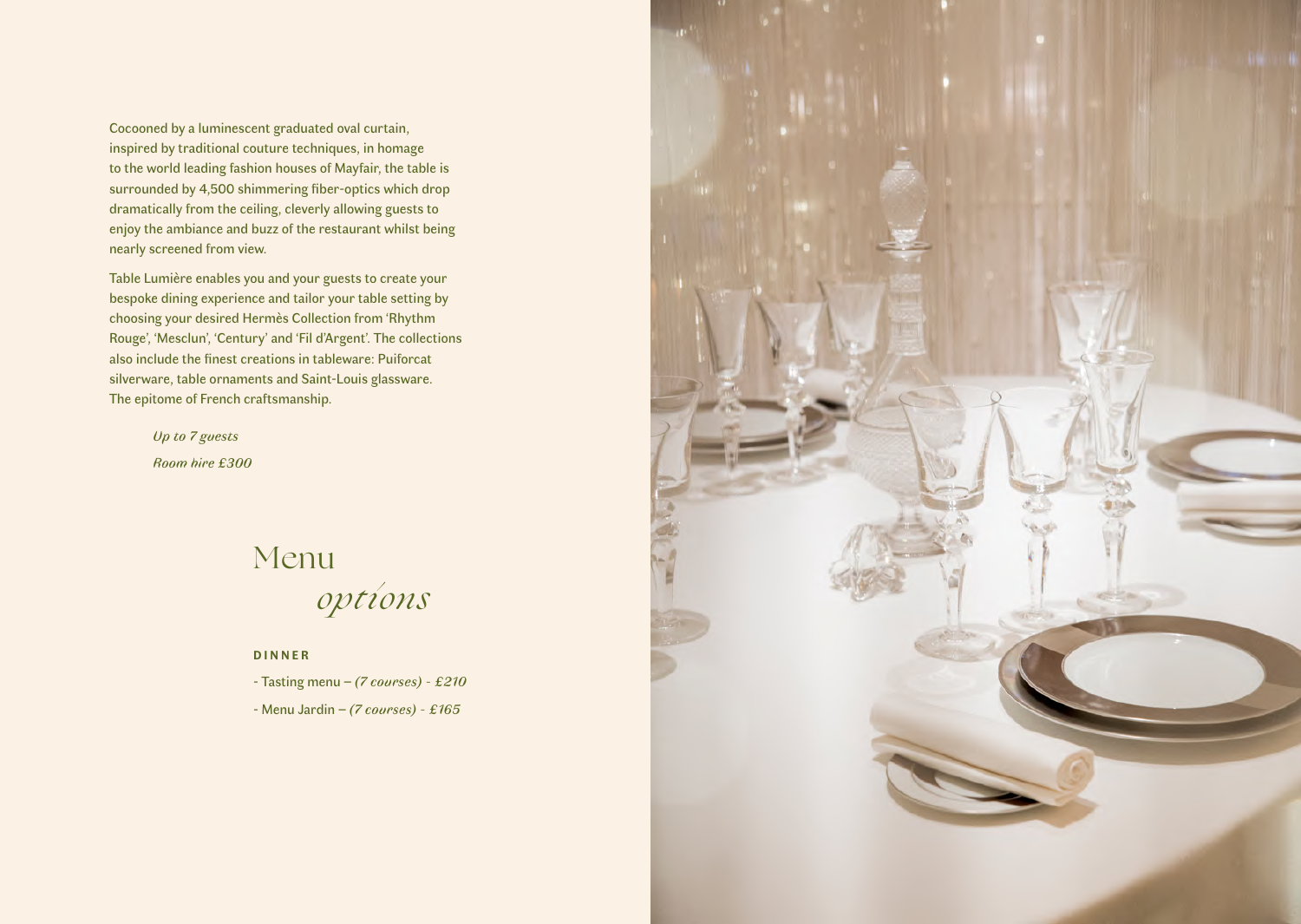Cocooned by a luminescent graduated oval curtain, inspired by traditional couture techniques, in homage to the world leading fashion houses of Mayfair, the table is surrounded by 4,500 shimmering fiber-optics which drop dramatically from the ceiling, cleverly allowing guests to enjoy the ambiance and buzz of the restaurant whilst being nearly screened from view.

Table Lumière enables you and your guests to create your bespoke dining experience and tailor your table setting by choosing your desired Hermès Collection from 'Rhythm Rouge', 'Mesclun', 'Century' and 'Fil d'Argent'. The collections also include the finest creations in tableware: Puiforcat silverware, table ornaments and Saint-Louis glassware. The epitome of French craftsmanship.

*Up to 7 guests*

*Room hire £300*

## Menu *options*

**DINNER**

- Tasting menu – *(7 courses) - £210*
- Menu Jardin – *(7 courses) - £165*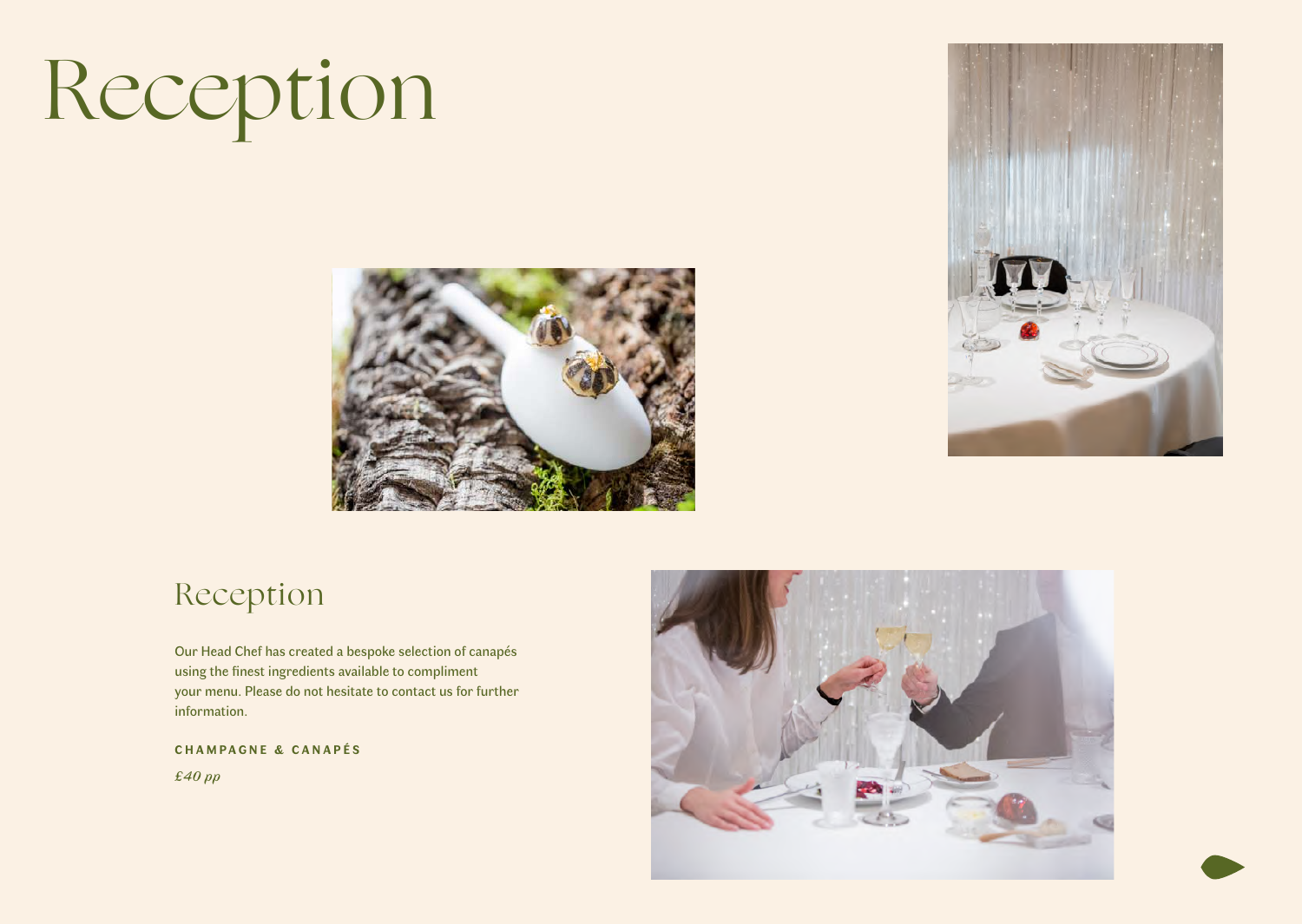# Reception

## Reception

Our Head Chef has created a bespoke selection of canapés using the finest ingredients available to compliment your menu. Please do not hesitate to contact us for further information.

**CHAMPAGNE & CANAPÉS**

*£40 pp*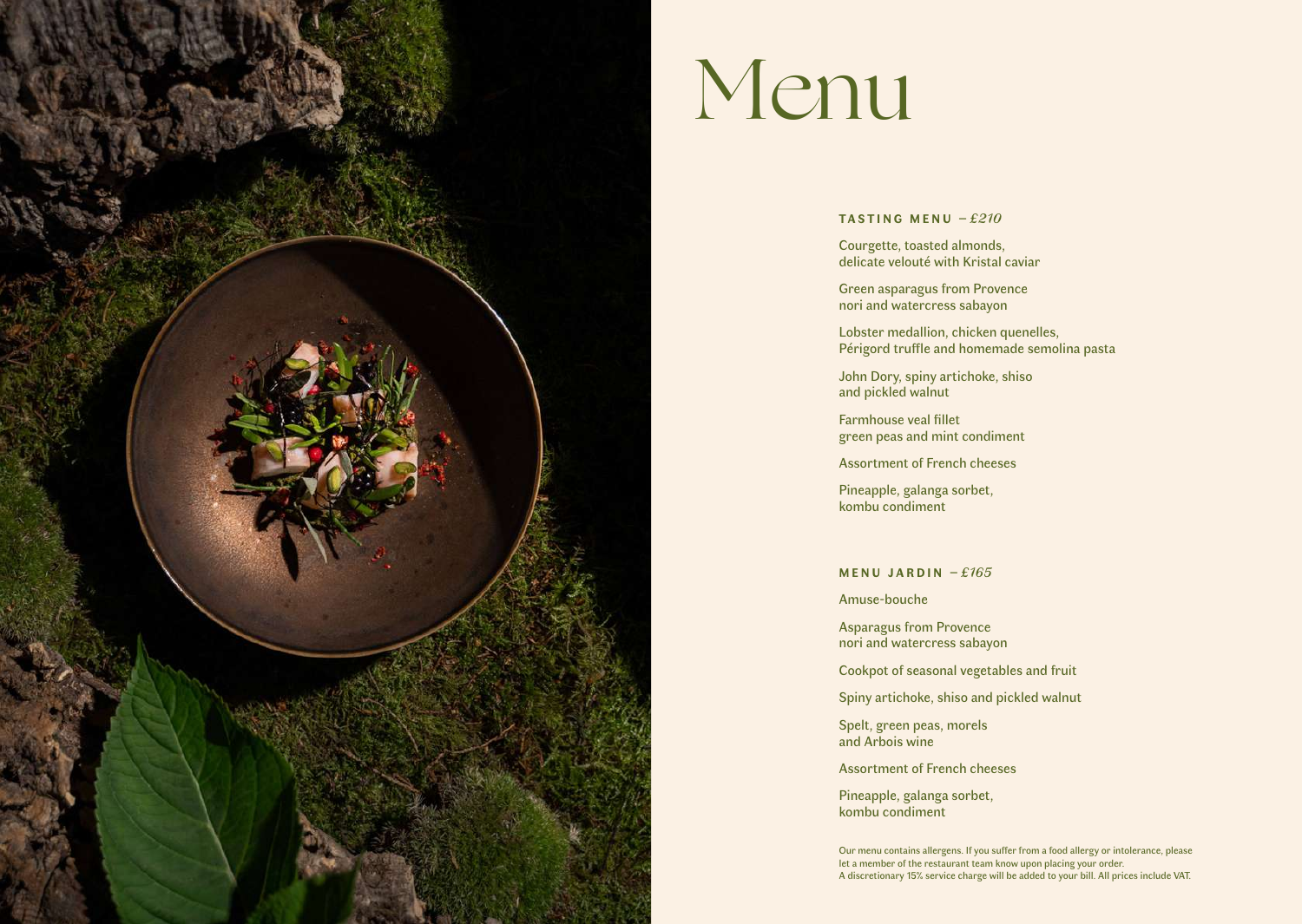# Menu

**TASTING MENU** – *£210*

Courgette, toasted almonds,
delicate velouté with Kristal caviar

Green asparagus from Provence
nori and watercress sabayon

Lobster medallion, chicken quenelles,
Périgord truffle and homemade semolina pasta

John Dory, spiny artichoke, shiso
and pickled walnut

Farmhouse veal fillet
green peas and mint condiment

Assortment of French cheeses

Pineapple, galanga sorbet,
kombu condiment

**MENU JARDIN** – *£165*

Amuse-bouche

Asparagus from Provence
nori and watercress sabayon

Cookpot of seasonal vegetables and fruit

Spiny artichoke, shiso and pickled walnut

Spelt, green peas, morels
and Arbois wine

Assortment of French cheeses

Pineapple, galanga sorbet,
kombu condiment

Our menu contains allergens. If you suffer from a food allergy or intolerance, please let a member of the restaurant team know upon placing your order.
A discretionary 15% service charge will be added to your bill. All prices include VAT.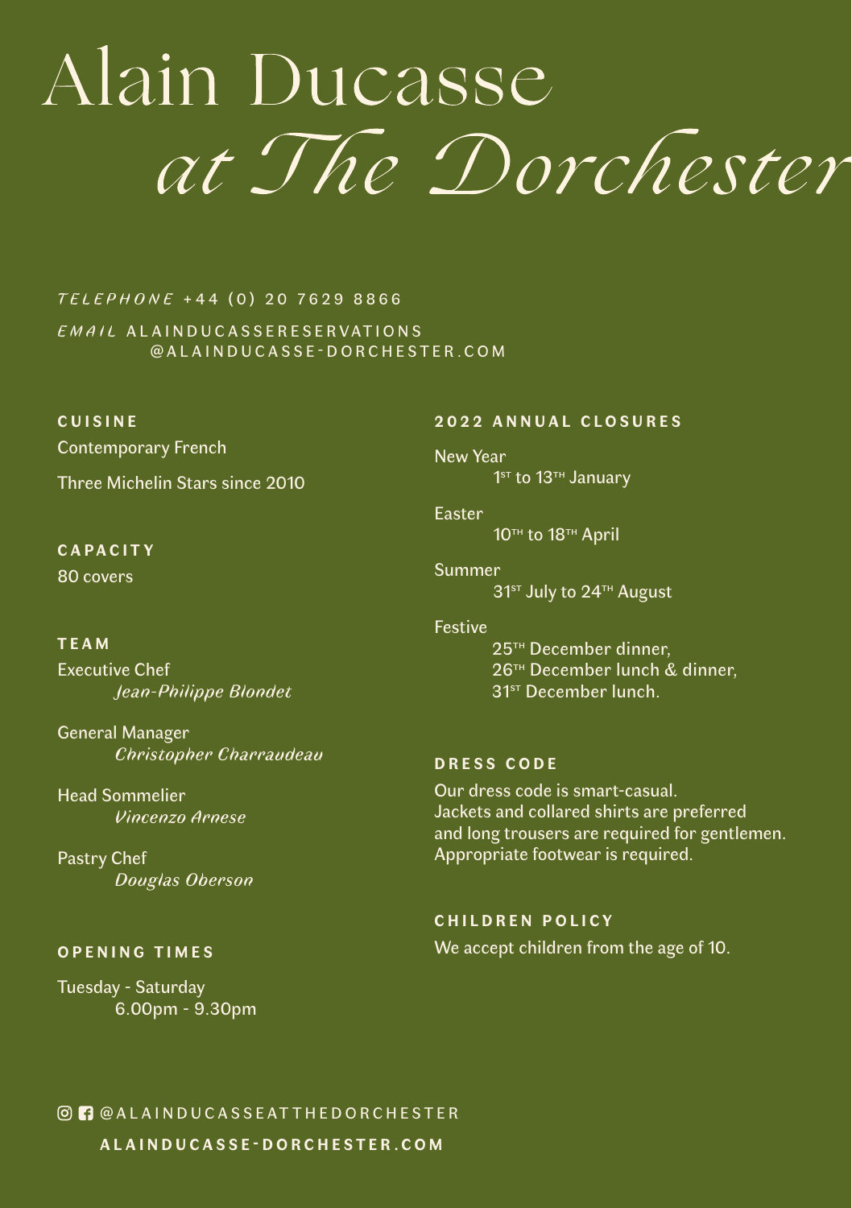# Alain Ducasse *at The Dorchester*

*TELEPHONE* +44 (0) 20 7629 8866

*EMAIL* ALAINDUCASSERESERVATIONS@ALAINDUCASSE-DORCHESTER.COM

**CUISINE**

Contemporary French

Three Michelin Stars since 2010

**CAPACITY**

80 covers

**TEAM**

Executive Chef
*Jean-Philippe Blondet*

General Manager
*Christopher Charraudeau*

Head Sommelier
*Vincenzo Arnese*

Pastry Chef
*Douglas Oberson*

**OPENING TIMES**

Tuesday - Saturday
6.00pm - 9.30pm

**2022 ANNUAL CLOSURES**

New Year
1st to 13th January

Easter
10th to 18th April

Summer
31st July to 24th August

Festive
25th December dinner,
26th December lunch & dinner,
31st December lunch.

**DRESS CODE**

Our dress code is smart-casual.
Jackets and collared shirts are preferred and long trousers are required for gentlemen.
Appropriate footwear is required.

**CHILDREN POLICY**

We accept children from the age of 10.

@ALAINDUCASSEATTHEDORCHESTER

**ALAINDUCASSE-DORCHESTER.COM**